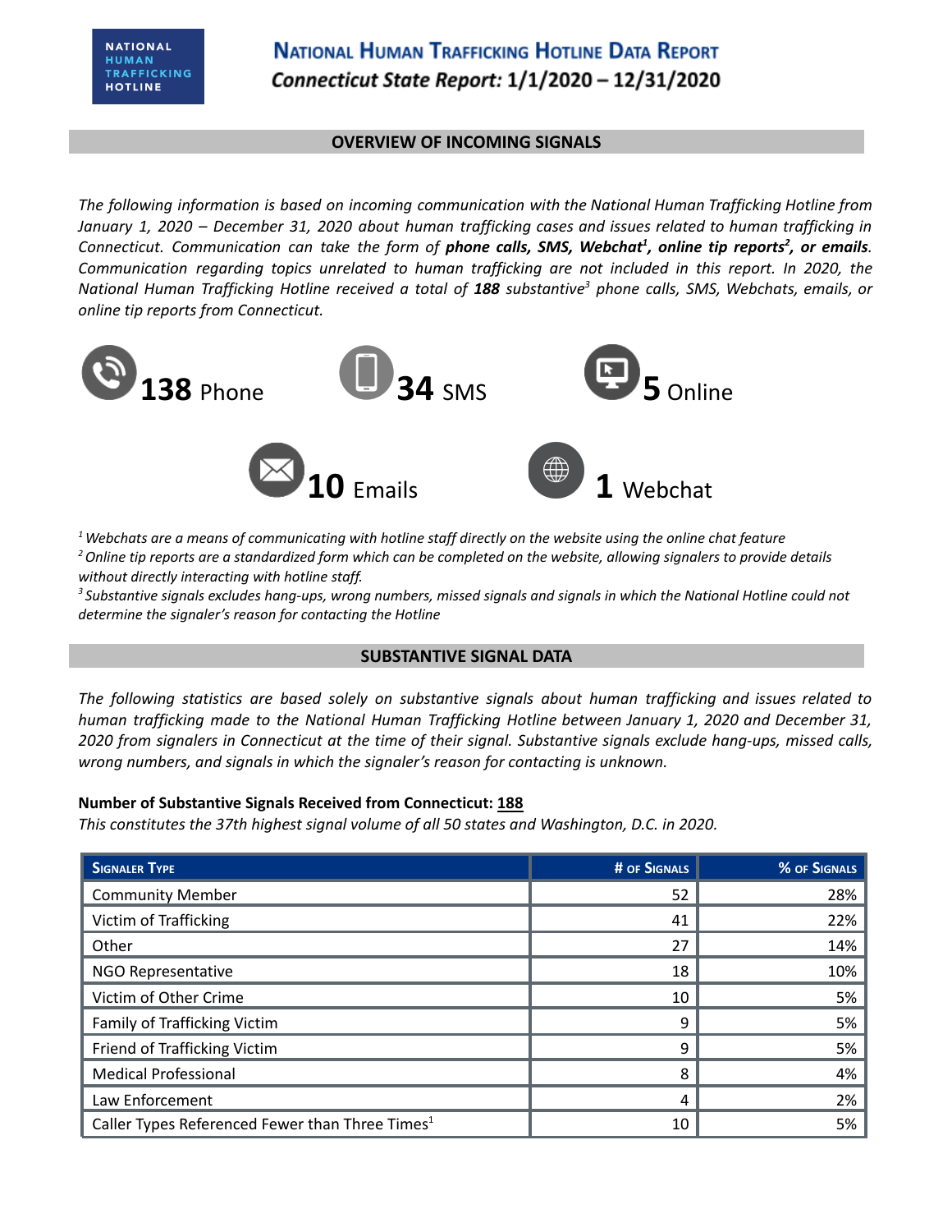# National Human Trafficking Hotline Data Report

***Connecticut State Report:* 1/1/2020 – 12/31/2020**

## OVERVIEW OF INCOMING SIGNALS

*The following information is based on incoming communication with the National Human Trafficking Hotline from January 1, 2020 – December 31, 2020 about human trafficking cases and issues related to human trafficking in Connecticut. Communication can take the form of* ***phone calls, SMS, Webchat[1], online tip reports[2], or emails****. Communication regarding topics unrelated to human trafficking are not included in this report. In 2020, the National Human Trafficking Hotline received a total of* ***188*** *substantive[3] phone calls, SMS, Webchats, emails, or online tip reports from Connecticut.*

**138** Phone

**34** SMS

**5** Online

**10** Emails

**1** Webchat

*[1] Webchats are a means of communicating with hotline staff directly on the website using the online chat feature*
*[2] Online tip reports are a standardized form which can be completed on the website, allowing signalers to provide details without directly interacting with hotline staff.*
*[3] Substantive signals excludes hang-ups, wrong numbers, missed signals and signals in which the National Hotline could not determine the signaler's reason for contacting the Hotline*

## SUBSTANTIVE SIGNAL DATA

*The following statistics are based solely on substantive signals about human trafficking and issues related to human trafficking made to the National Human Trafficking Hotline between January 1, 2020 and December 31, 2020 from signalers in Connecticut at the time of their signal. Substantive signals exclude hang-ups, missed calls, wrong numbers, and signals in which the signaler's reason for contacting is unknown.*

**Number of Substantive Signals Received from Connecticut: 188**
*This constitutes the 37th highest signal volume of all 50 states and Washington, D.C. in 2020.*

| Signaler Type | # of Signals | % of Signals |
|---|---|---|
| Community Member | 52 | 28% |
| Victim of Trafficking | 41 | 22% |
| Other | 27 | 14% |
| NGO Representative | 18 | 10% |
| Victim of Other Crime | 10 | 5% |
| Family of Trafficking Victim | 9 | 5% |
| Friend of Trafficking Victim | 9 | 5% |
| Medical Professional | 8 | 4% |
| Law Enforcement | 4 | 2% |
| Caller Types Referenced Fewer than Three Times[1] | 10 | 5% |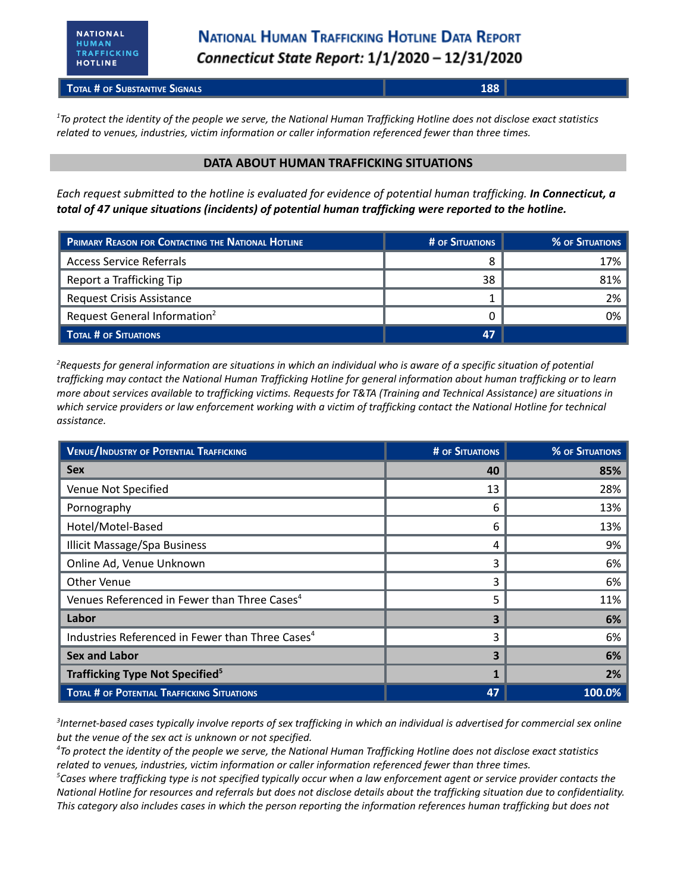# National Human Trafficking Hotline Data Report

**Connecticut State Report: 1/1/2020 – 12/31/2020**

| Total # of Substantive Signals | 188 | |
|---|---|---|

*[1]To protect the identity of the people we serve, the National Human Trafficking Hotline does not disclose exact statistics related to venues, industries, victim information or caller information referenced fewer than three times.*

## DATA ABOUT HUMAN TRAFFICKING SITUATIONS

*Each request submitted to the hotline is evaluated for evidence of potential human trafficking.* ***In Connecticut, a total of 47 unique situations (incidents) of potential human trafficking were reported to the hotline.***

| Primary Reason for Contacting the National Hotline | # of Situations | % of Situations |
|---|---|---|
| Access Service Referrals | 8 | 17% |
| Report a Trafficking Tip | 38 | 81% |
| Request Crisis Assistance | 1 | 2% |
| Request General Information[2] | 0 | 0% |
| **Total # of Situations** | **47** | |

*[2]Requests for general information are situations in which an individual who is aware of a specific situation of potential trafficking may contact the National Human Trafficking Hotline for general information about human trafficking or to learn more about services available to trafficking victims. Requests for T&TA (Training and Technical Assistance) are situations in which service providers or law enforcement working with a victim of trafficking contact the National Hotline for technical assistance.*

| Venue/Industry of Potential Trafficking | # of Situations | % of Situations |
|---|---|---|
| **Sex** | **40** | **85%** |
| Venue Not Specified | 13 | 28% |
| Pornography | 6 | 13% |
| Hotel/Motel-Based | 6 | 13% |
| Illicit Massage/Spa Business | 4 | 9% |
| Online Ad, Venue Unknown | 3 | 6% |
| Other Venue | 3 | 6% |
| Venues Referenced in Fewer than Three Cases[4] | 5 | 11% |
| **Labor** | **3** | **6%** |
| Industries Referenced in Fewer than Three Cases[4] | 3 | 6% |
| **Sex and Labor** | **3** | **6%** |
| **Trafficking Type Not Specified[5]** | **1** | **2%** |
| **Total # of Potential Trafficking Situations** | **47** | **100.0%** |

*[3]Internet-based cases typically involve reports of sex trafficking in which an individual is advertised for commercial sex online but the venue of the sex act is unknown or not specified.*
*[4]To protect the identity of the people we serve, the National Human Trafficking Hotline does not disclose exact statistics related to venues, industries, victim information or caller information referenced fewer than three times.*
*[5]Cases where trafficking type is not specified typically occur when a law enforcement agent or service provider contacts the National Hotline for resources and referrals but does not disclose details about the trafficking situation due to confidentiality. This category also includes cases in which the person reporting the information references human trafficking but does not*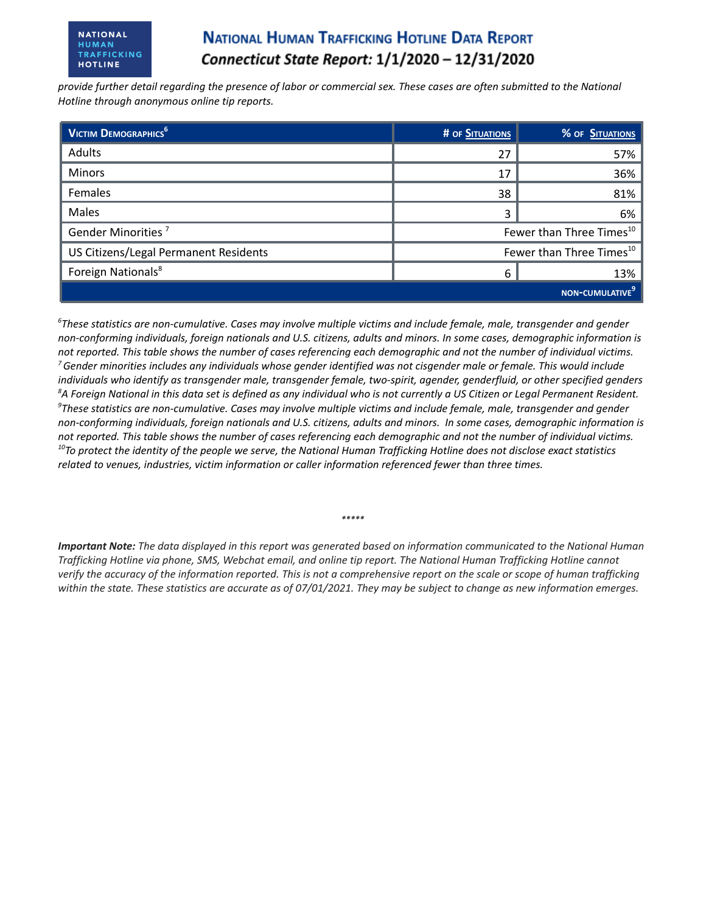*provide further detail regarding the presence of labor or commercial sex. These cases are often submitted to the National Hotline through anonymous online tip reports.*

| Victim Demographics[6] | # of Situations | % of Situations |
|---|---|---|
| Adults | 27 | 57% |
| Minors | 17 | 36% |
| Females | 38 | 81% |
| Males | 3 | 6% |
| Gender Minorities [7] | Fewer than Three Times[10] | |
| US Citizens/Legal Permanent Residents | Fewer than Three Times[10] | |
| Foreign Nationals[8] | 6 | 13% |
| | | NON-CUMULATIVE[9] |

*[6]These statistics are non-cumulative. Cases may involve multiple victims and include female, male, transgender and gender non-conforming individuals, foreign nationals and U.S. citizens, adults and minors. In some cases, demographic information is not reported. This table shows the number of cases referencing each demographic and not the number of individual victims.*
*[7] Gender minorities includes any individuals whose gender identified was not cisgender male or female. This would include individuals who identify as transgender male, transgender female, two-spirit, agender, genderfluid, or other specified genders*
*[8]A Foreign National in this data set is defined as any individual who is not currently a US Citizen or Legal Permanent Resident.*
*[9]These statistics are non-cumulative. Cases may involve multiple victims and include female, male, transgender and gender non-conforming individuals, foreign nationals and U.S. citizens, adults and minors. In some cases, demographic information is not reported. This table shows the number of cases referencing each demographic and not the number of individual victims.*
*[10]To protect the identity of the people we serve, the National Human Trafficking Hotline does not disclose exact statistics related to venues, industries, victim information or caller information referenced fewer than three times.*

*****

***Important Note:*** *The data displayed in this report was generated based on information communicated to the National Human Trafficking Hotline via phone, SMS, Webchat email, and online tip report. The National Human Trafficking Hotline cannot verify the accuracy of the information reported. This is not a comprehensive report on the scale or scope of human trafficking within the state. These statistics are accurate as of 07/01/2021. They may be subject to change as new information emerges.*